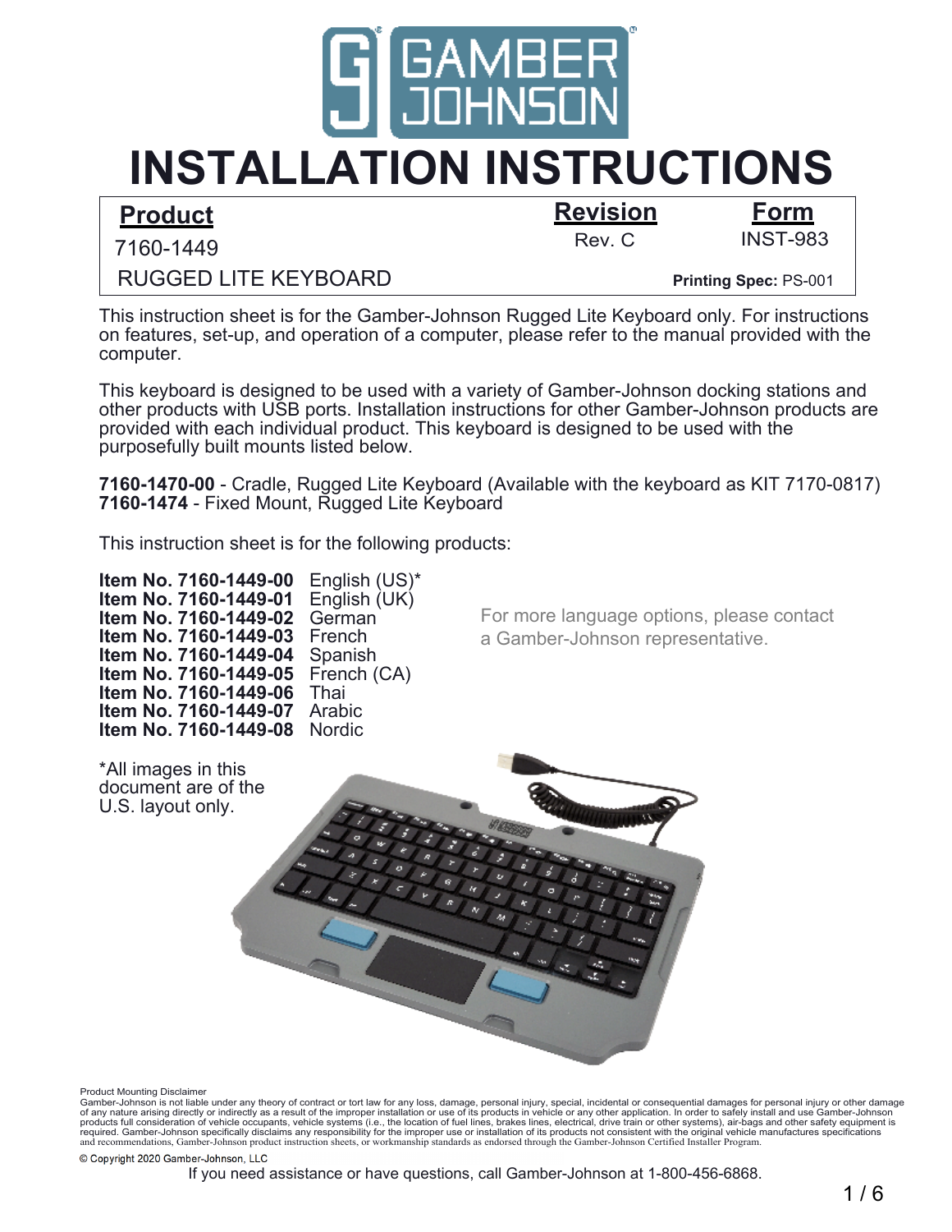# INSTALLATION INSTRUCTIONS

| Product | Revision | Form |
| --- | --- | --- |
| 7160-1449 | Rev. C | INST-983 |
| RUGGED LITE KEYBOARD | | **Printing Spec:** PS-001 |

This instruction sheet is for the Gamber-Johnson Rugged Lite Keyboard only. For instructions on features, set-up, and operation of a computer, please refer to the manual provided with the computer.

This keyboard is designed to be used with a variety of Gamber-Johnson docking stations and other products with USB ports. Installation instructions for other Gamber-Johnson products are provided with each individual product. This keyboard is designed to be used with the purposefully built mounts listed below.

**7160-1470-00** - Cradle, Rugged Lite Keyboard (Available with the keyboard as KIT 7170-0817)
**7160-1474** - Fixed Mount, Rugged Lite Keyboard

This instruction sheet is for the following products:

**Item No. 7160-1449-00** English (US)*
**Item No. 7160-1449-01** English (UK)
**Item No. 7160-1449-02** German
**Item No. 7160-1449-03** French
**Item No. 7160-1449-04** Spanish
**Item No. 7160-1449-05** French (CA)
**Item No. 7160-1449-06** Thai
**Item No. 7160-1449-07** Arabic
**Item No. 7160-1449-08** Nordic

For more language options, please contact a Gamber-Johnson representative.

*All images in this document are of the U.S. layout only.

Product Mounting Disclaimer
Gamber-Johnson is not liable under any theory of contract or tort law for any loss, damage, personal injury, special, incidental or consequential damages for personal injury or other damage of any nature arising directly or indirectly as a result of the improper installation or use of its products in vehicle or any other application. In order to safely install and use Gamber-Johnson products full consideration of vehicle occupants, vehicle systems (i.e., the location of fuel lines, brakes lines, electrical, drive train or other systems), air-bags and other safety equipment is required. Gamber-Johnson specifically disclaims any responsibility for the improper use or installation of its products not consistent with the original vehicle manufactures specifications and recommendations, Gamber-Johnson product instruction sheets, or workmanship standards as endorsed through the Gamber-Johnson Certified Installer Program.

© Copyright 2020 Gamber-Johnson, LLC

If you need assistance or have questions, call Gamber-Johnson at 1-800-456-6868.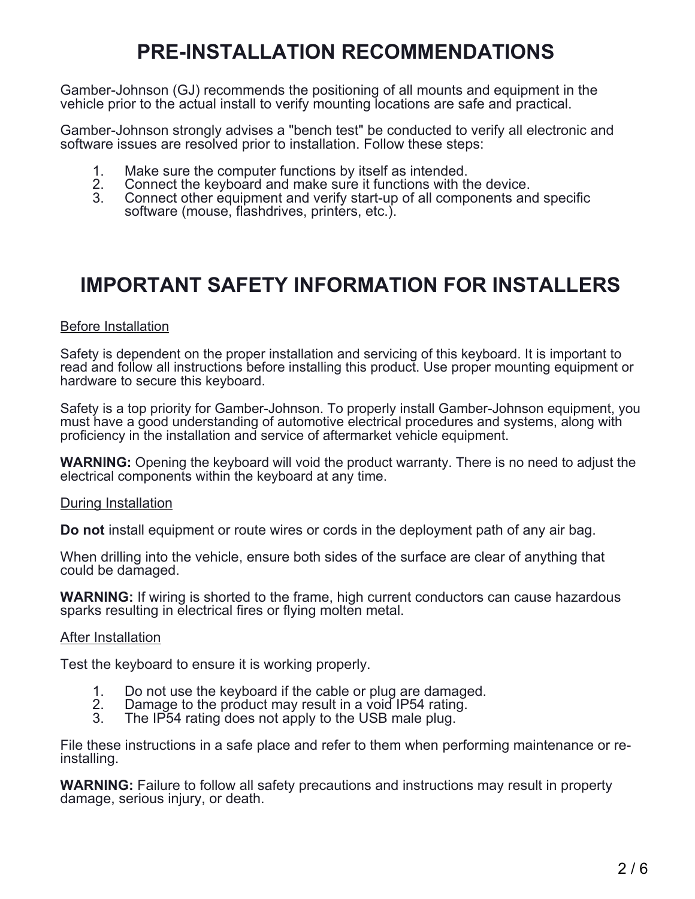# PRE-INSTALLATION RECOMMENDATIONS

Gamber-Johnson (GJ) recommends the positioning of all mounts and equipment in the vehicle prior to the actual install to verify mounting locations are safe and practical.

Gamber-Johnson strongly advises a "bench test" be conducted to verify all electronic and software issues are resolved prior to installation. Follow these steps:

1. Make sure the computer functions by itself as intended.
2. Connect the keyboard and make sure it functions with the device.
3. Connect other equipment and verify start-up of all components and specific software (mouse, flashdrives, printers, etc.).

# IMPORTANT SAFETY INFORMATION FOR INSTALLERS

<u>Before Installation</u>

Safety is dependent on the proper installation and servicing of this keyboard. It is important to read and follow all instructions before installing this product. Use proper mounting equipment or hardware to secure this keyboard.

Safety is a top priority for Gamber-Johnson. To properly install Gamber-Johnson equipment, you must have a good understanding of automotive electrical procedures and systems, along with proficiency in the installation and service of aftermarket vehicle equipment.

**WARNING:** Opening the keyboard will void the product warranty. There is no need to adjust the electrical components within the keyboard at any time.

<u>During Installation</u>

**Do not** install equipment or route wires or cords in the deployment path of any air bag.

When drilling into the vehicle, ensure both sides of the surface are clear of anything that could be damaged.

**WARNING:** If wiring is shorted to the frame, high current conductors can cause hazardous sparks resulting in electrical fires or flying molten metal.

<u>After Installation</u>

Test the keyboard to ensure it is working properly.

1. Do not use the keyboard if the cable or plug are damaged.
2. Damage to the product may result in a void IP54 rating.
3. The IP54 rating does not apply to the USB male plug.

File these instructions in a safe place and refer to them when performing maintenance or re-installing.

**WARNING:** Failure to follow all safety precautions and instructions may result in property damage, serious injury, or death.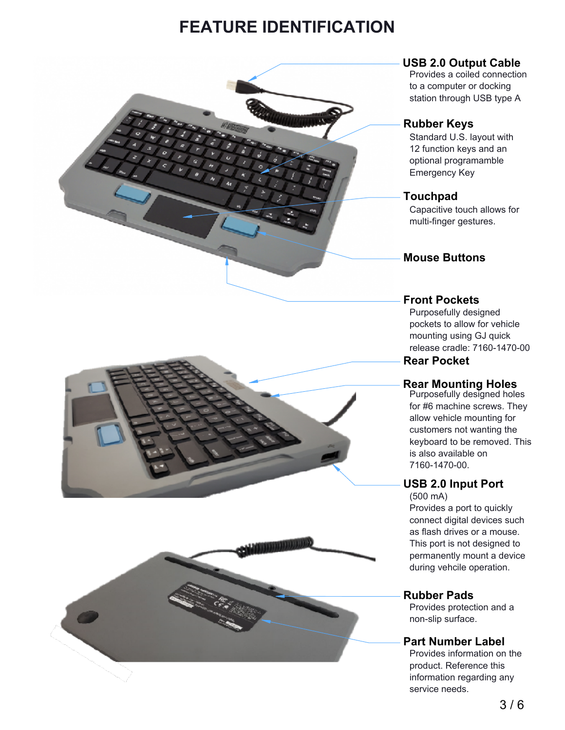# FEATURE IDENTIFICATION

**USB 2.0 Output Cable**
Provides a coiled connection to a computer or docking station through USB type A

**Rubber Keys**
Standard U.S. layout with 12 function keys and an optional programamble Emergency Key

**Touchpad**
Capacitive touch allows for multi-finger gestures.

**Mouse Buttons**

**Front Pockets**
Purposefully designed pockets to allow for vehicle mounting using GJ quick release cradle: 7160-1470-00

**Rear Pocket**

**Rear Mounting Holes**
Purposefully designed holes for #6 machine screws. They allow vehicle mounting for customers not wanting the keyboard to be removed. This is also available on 7160-1470-00.

**USB 2.0 Input Port**
(500 mA)
Provides a port to quickly connect digital devices such as flash drives or a mouse. This port is not designed to permanently mount a device during vehcile operation.

**Rubber Pads**
Provides protection and a non-slip surface.

**Part Number Label**
Provides information on the product. Reference this information regarding any service needs.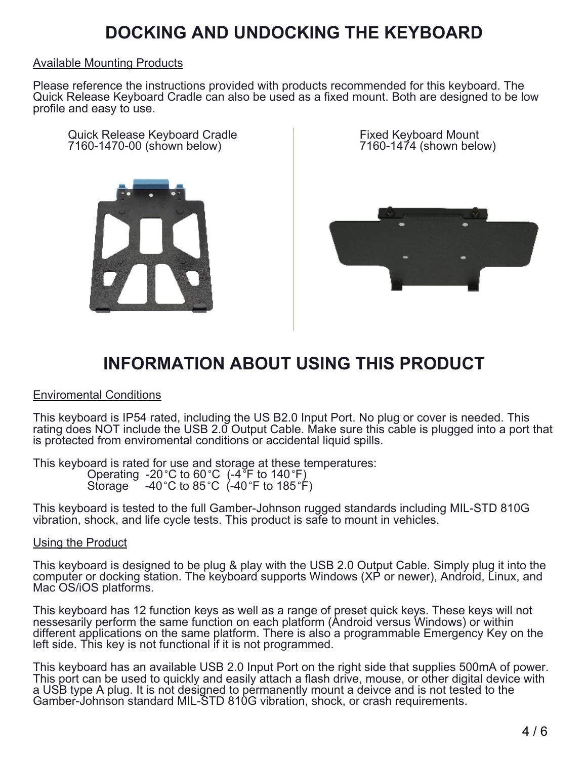# DOCKING AND UNDOCKING THE KEYBOARD

Available Mounting Products

Please reference the instructions provided with products recommended for this keyboard. The Quick Release Keyboard Cradle can also be used as a fixed mount. Both are designed to be low profile and easy to use.

Quick Release Keyboard Cradle
7160-1470-00 (shown below)

Fixed Keyboard Mount
7160-1474 (shown below)

# INFORMATION ABOUT USING THIS PRODUCT

Enviromental Conditions

This keyboard is IP54 rated, including the US B2.0 Input Port. No plug or cover is needed. This rating does NOT include the USB 2.0 Output Cable. Make sure this cable is plugged into a port that is protected from enviromental conditions or accidental liquid spills.

This keyboard is rated for use and storage at these temperatures:
Operating -20˚C to 60˚C (-4˚F to 140˚F)
Storage -40˚C to 85˚C (-40˚F to 185˚F)

This keyboard is tested to the full Gamber-Johnson rugged standards including MIL-STD 810G vibration, shock, and life cycle tests. This product is safe to mount in vehicles.

Using the Product

This keyboard is designed to be plug & play with the USB 2.0 Output Cable. Simply plug it into the computer or docking station. The keyboard supports Windows (XP or newer), Android, Linux, and Mac OS/iOS platforms.

This keyboard has 12 function keys as well as a range of preset quick keys. These keys will not nessesarily perform the same function on each platform (Android versus Windows) or within different applications on the same platform. There is also a programmable Emergency Key on the left side. This key is not functional if it is not programmed.

This keyboard has an available USB 2.0 Input Port on the right side that supplies 500mA of power. This port can be used to quickly and easily attach a flash drive, mouse, or other digital device with a USB type A plug. It is not designed to permanently mount a deivce and is not tested to the Gamber-Johnson standard MIL-STD 810G vibration, shock, or crash requirements.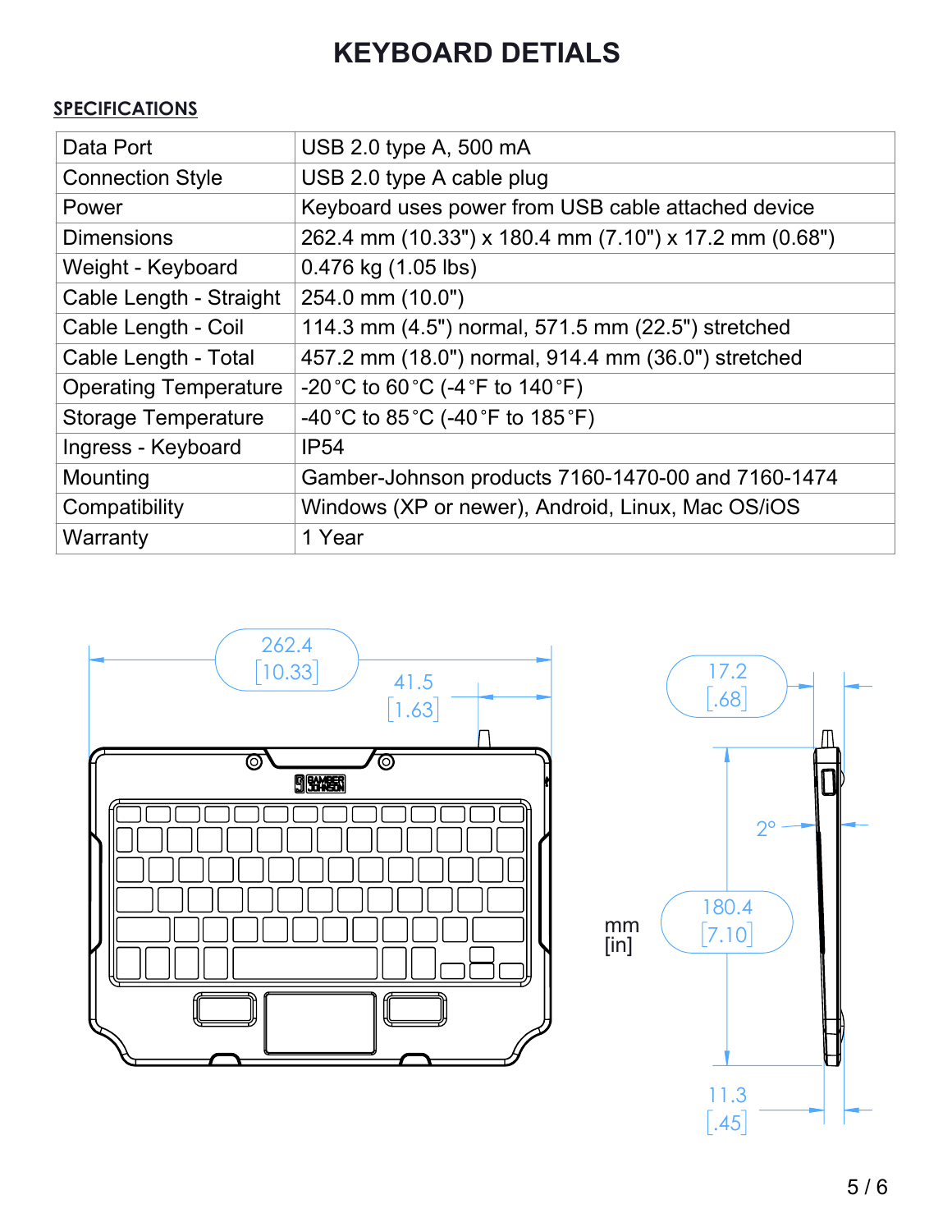# KEYBOARD DETIALS

## SPECIFICATIONS

| | |
|---|---|
| Data Port | USB 2.0 type A, 500 mA |
| Connection Style | USB 2.0 type A cable plug |
| Power | Keyboard uses power from USB cable attached device |
| Dimensions | 262.4 mm (10.33") x 180.4 mm (7.10") x 17.2 mm (0.68") |
| Weight - Keyboard | 0.476 kg (1.05 lbs) |
| Cable Length - Straight | 254.0 mm (10.0") |
| Cable Length - Coil | 114.3 mm (4.5") normal, 571.5 mm (22.5") stretched |
| Cable Length - Total | 457.2 mm (18.0") normal, 914.4 mm (36.0") stretched |
| Operating Temperature | -20 °C to 60 °C (-4 °F to 140 °F) |
| Storage Temperature | -40 °C to 85 °C (-40 °F to 185 °F) |
| Ingress - Keyboard | IP54 |
| Mounting | Gamber-Johnson products 7160-1470-00 and 7160-1474 |
| Compatibility | Windows (XP or newer), Android, Linux, Mac OS/iOS |
| Warranty | 1 Year |

262.4 [10.33]

41.5 [1.63]

17.2 [.68]

2°

mm [in]

180.4 [7.10]

11.3 [.45]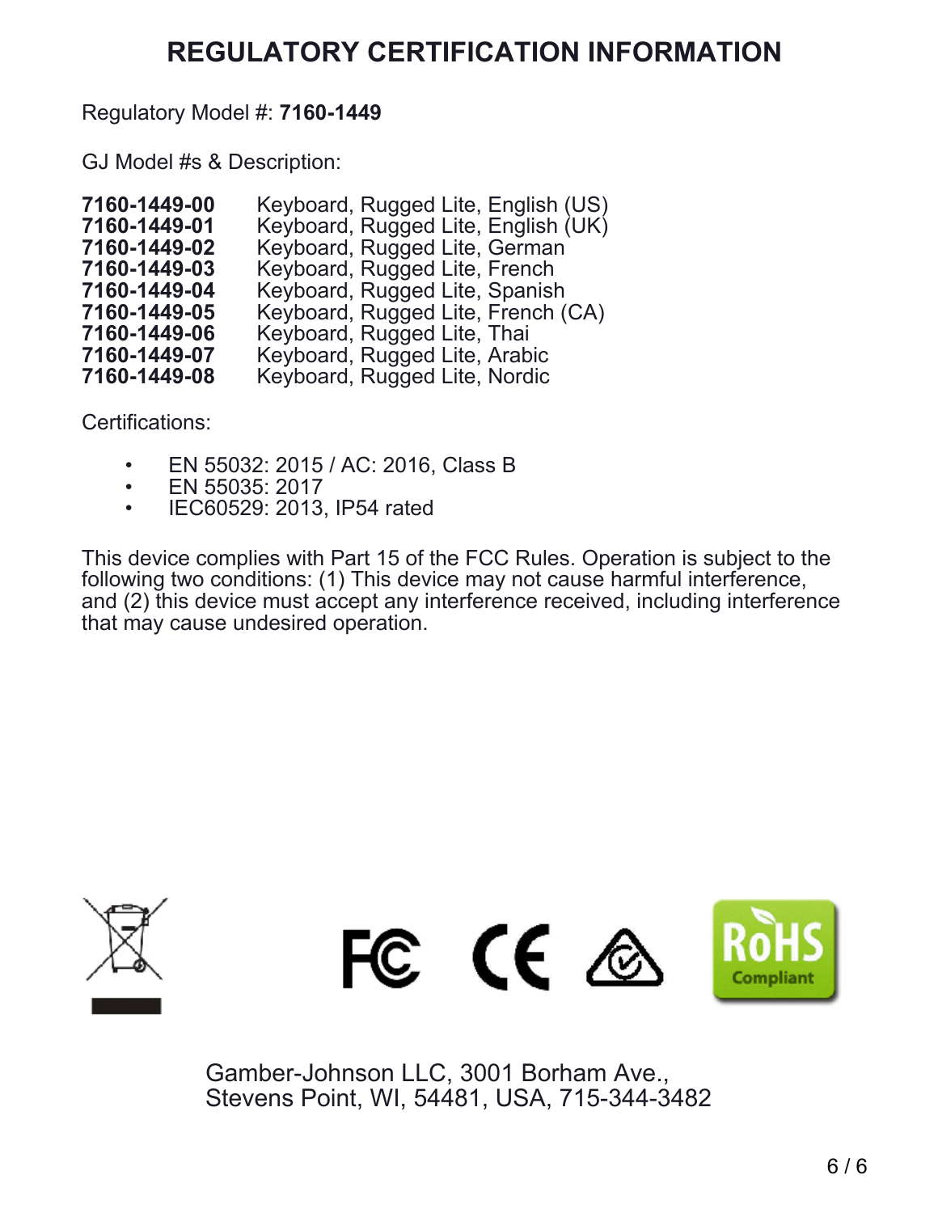# REGULATORY CERTIFICATION INFORMATION

Regulatory Model #: **7160-1449**

GJ Model #s & Description:

| | |
|---|---|
| **7160-1449-00** | Keyboard, Rugged Lite, English (US) |
| **7160-1449-01** | Keyboard, Rugged Lite, English (UK) |
| **7160-1449-02** | Keyboard, Rugged Lite, German |
| **7160-1449-03** | Keyboard, Rugged Lite, French |
| **7160-1449-04** | Keyboard, Rugged Lite, Spanish |
| **7160-1449-05** | Keyboard, Rugged Lite, French (CA) |
| **7160-1449-06** | Keyboard, Rugged Lite, Thai |
| **7160-1449-07** | Keyboard, Rugged Lite, Arabic |
| **7160-1449-08** | Keyboard, Rugged Lite, Nordic |

Certifications:

- EN 55032: 2015 / AC: 2016, Class B
- EN 55035: 2017
- IEC60529: 2013, IP54 rated

This device complies with Part 15 of the FCC Rules. Operation is subject to the following two conditions: (1) This device may not cause harmful interference, and (2) this device must accept any interference received, including interference that may cause undesired operation.

RoHS Compliant

Gamber-Johnson LLC, 3001 Borham Ave.,
Stevens Point, WI, 54481, USA, 715-344-3482